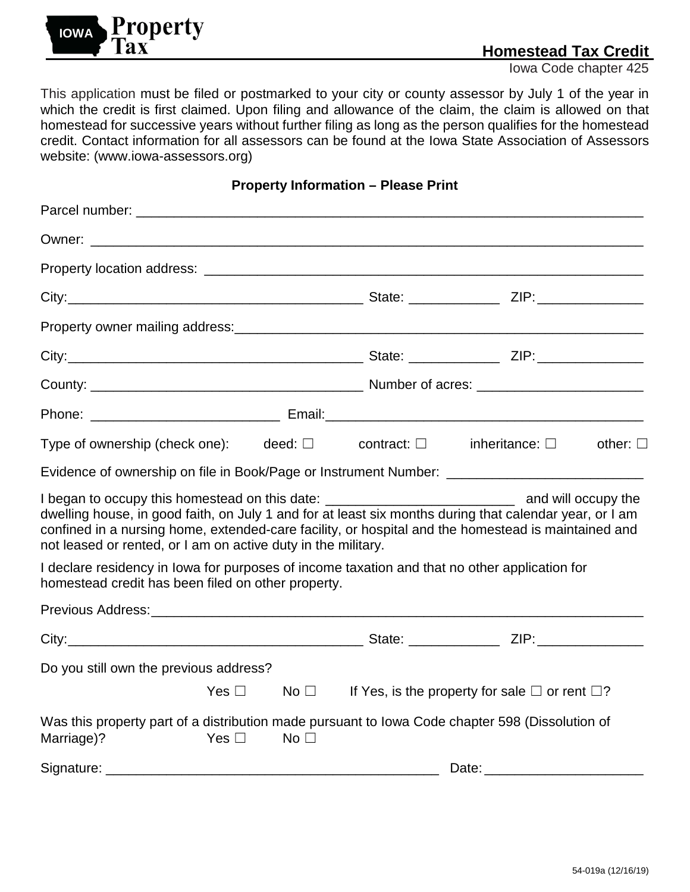IOWA Property Tax

# Homestead Tax Credit

Iowa Code chapter 425

This application must be filed or postmarked to your city or county assessor by July 1 of the year in which the credit is first claimed. Upon filing and allowance of the claim, the claim is allowed on that homestead for successive years without further filing as long as the person qualifies for the homestead credit. Contact information for all assessors can be found at the Iowa State Association of Assessors website: (www.iowa-assessors.org)

**Property Information – Please Print**

Parcel number: ___________________________________________________________________

Owner: ________________________________________________________________________

Property location address: ______________________________________________________

City:________________________________________ State: ____________ ZIP:______________

Property owner mailing address:__________________________________________________

City:________________________________________ State: ____________ ZIP:______________

County: _____________________________________ Number of acres: ______________________

Phone: __________________________ Email:___________________________________________

Type of ownership (check one): deed: ☐ contract: ☐ inheritance: ☐ other: ☐

Evidence of ownership on file in Book/Page or Instrument Number: __________________________

I began to occupy this homestead on this date: _________________________ and will occupy the dwelling house, in good faith, on July 1 and for at least six months during that calendar year, or I am confined in a nursing home, extended-care facility, or hospital and the homestead is maintained and not leased or rented, or I am on active duty in the military.

I declare residency in Iowa for purposes of income taxation and that no other application for homestead credit has been filed on other property.

Previous Address:_____________________________________________________________________

City:________________________________________ State: ____________ ZIP:______________

Do you still own the previous address?

Yes ☐ No ☐ If Yes, is the property for sale ☐ or rent ☐?

Was this property part of a distribution made pursuant to Iowa Code chapter 598 (Dissolution of Marriage)? Yes ☐ No ☐

Signature: _____________________________________________ Date:_____________________

54-019a (12/16/19)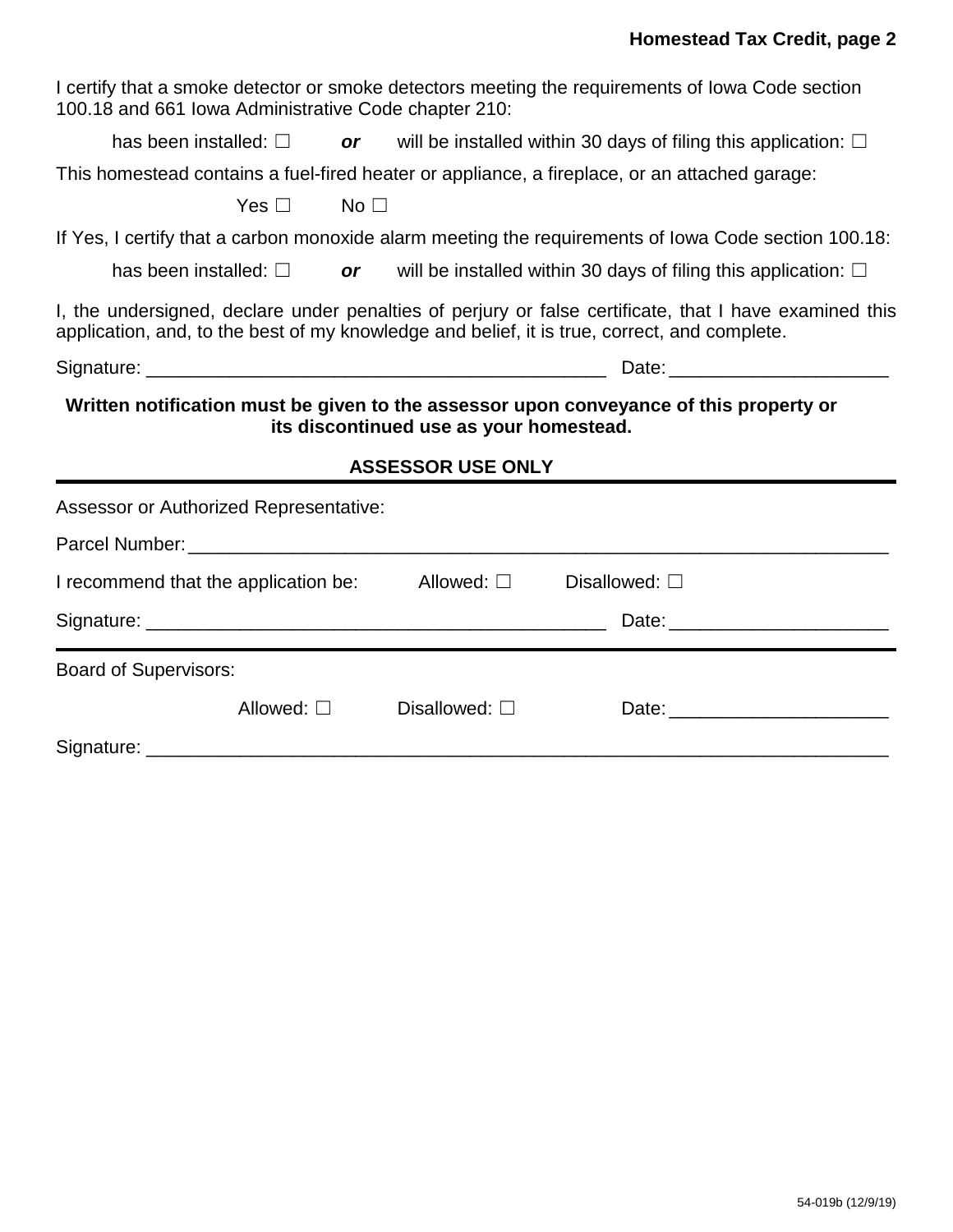I certify that a smoke detector or smoke detectors meeting the requirements of Iowa Code section 100.18 and 661 Iowa Administrative Code chapter 210:

has been installed: ☐ ***or*** will be installed within 30 days of filing this application: ☐

This homestead contains a fuel-fired heater or appliance, a fireplace, or an attached garage:

Yes ☐ No ☐

If Yes, I certify that a carbon monoxide alarm meeting the requirements of Iowa Code section 100.18:

has been installed: ☐ ***or*** will be installed within 30 days of filing this application: ☐

I, the undersigned, declare under penalties of perjury or false certificate, that I have examined this application, and, to the best of my knowledge and belief, it is true, correct, and complete.

Signature: _____________________________________________ Date: ____________________

**Written notification must be given to the assessor upon conveyance of this property or its discontinued use as your homestead.**

## ASSESSOR USE ONLY

Assessor or Authorized Representative:

Parcel Number: ____________________________________________________________________

I recommend that the application be: Allowed: ☐ Disallowed: ☐

Signature: _____________________________________________ Date: ____________________

---

Board of Supervisors:

Allowed: ☐ Disallowed: ☐ Date: ____________________

Signature: ________________________________________________________________________

54-019b (12/9/19)